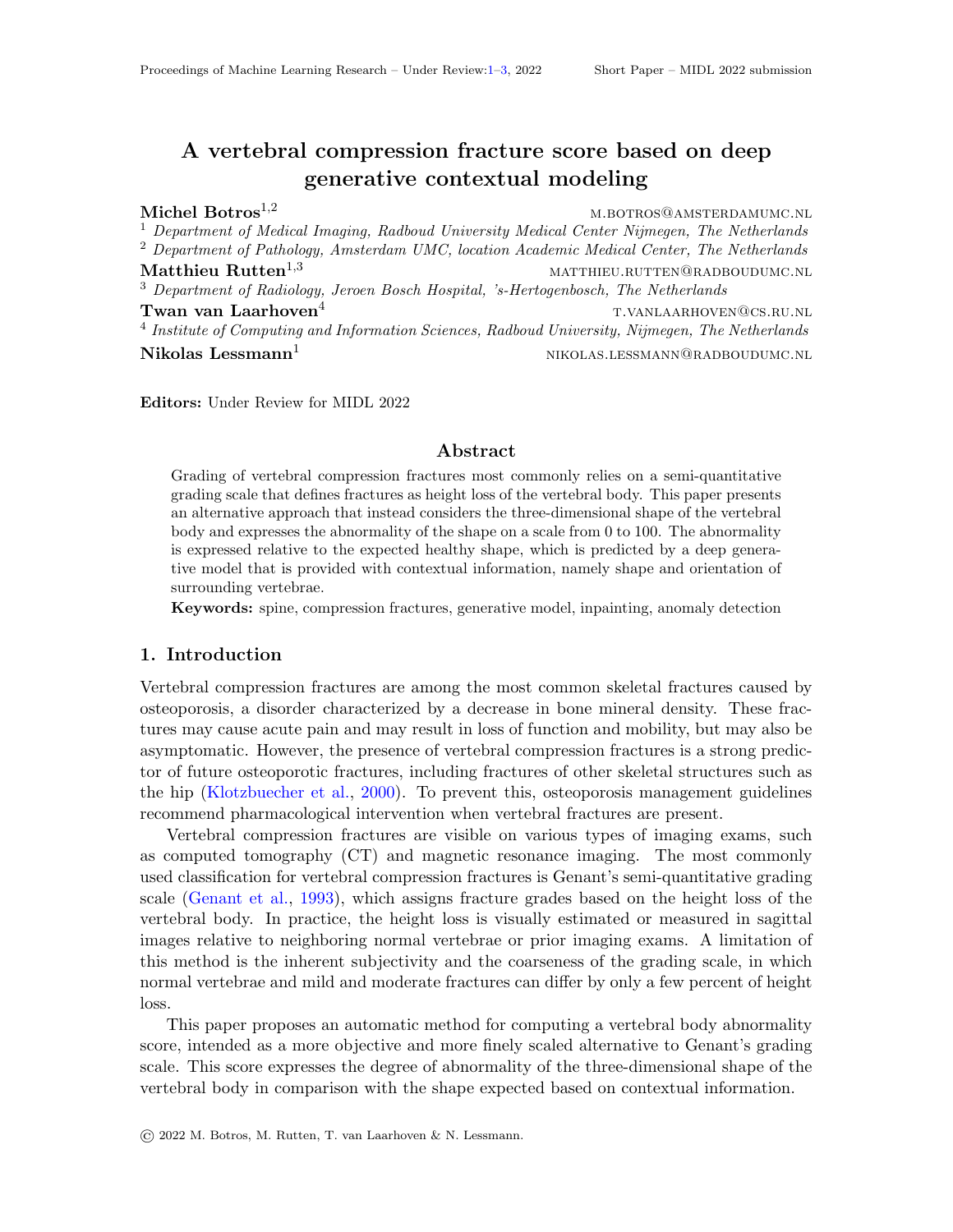# A vertebral compression fracture score based on deep generative contextual modeling

**Michel Botros**[1,2] m.botros@amsterdamumc.nl

[1] *Department of Medical Imaging, Radboud University Medical Center Nijmegen, The Netherlands*

[2] *Department of Pathology, Amsterdam UMC, location Academic Medical Center, The Netherlands*

**Matthieu Rutten**[1,3] matthieu.rutten@radboudumc.nl

[3] *Department of Radiology, Jeroen Bosch Hospital, 's-Hertogenbosch, The Netherlands*

**Twan van Laarhoven**[4] t.vanlaarhoven@cs.ru.nl

[4] *Institute of Computing and Information Sciences, Radboud University, Nijmegen, The Netherlands*

**Nikolas Lessmann**[1] nikolas.lessmann@radboudumc.nl

**Editors:** Under Review for MIDL 2022

## Abstract

Grading of vertebral compression fractures most commonly relies on a semi-quantitative grading scale that defines fractures as height loss of the vertebral body. This paper presents an alternative approach that instead considers the three-dimensional shape of the vertebral body and expresses the abnormality of the shape on a scale from 0 to 100. The abnormality is expressed relative to the expected healthy shape, which is predicted by a deep generative model that is provided with contextual information, namely shape and orientation of surrounding vertebrae.

**Keywords:** spine, compression fractures, generative model, inpainting, anomaly detection

## 1. Introduction

Vertebral compression fractures are among the most common skeletal fractures caused by osteoporosis, a disorder characterized by a decrease in bone mineral density. These fractures may cause acute pain and may result in loss of function and mobility, but may also be asymptomatic. However, the presence of vertebral compression fractures is a strong predictor of future osteoporotic fractures, including fractures of other skeletal structures such as the hip (Klotzbuecher et al., 2000). To prevent this, osteoporosis management guidelines recommend pharmacological intervention when vertebral fractures are present.

Vertebral compression fractures are visible on various types of imaging exams, such as computed tomography (CT) and magnetic resonance imaging. The most commonly used classification for vertebral compression fractures is Genant's semi-quantitative grading scale (Genant et al., 1993), which assigns fracture grades based on the height loss of the vertebral body. In practice, the height loss is visually estimated or measured in sagittal images relative to neighboring normal vertebrae or prior imaging exams. A limitation of this method is the inherent subjectivity and the coarseness of the grading scale, in which normal vertebrae and mild and moderate fractures can differ by only a few percent of height loss.

This paper proposes an automatic method for computing a vertebral body abnormality score, intended as a more objective and more finely scaled alternative to Genant's grading scale. This score expresses the degree of abnormality of the three-dimensional shape of the vertebral body in comparison with the shape expected based on contextual information.

© 2022 M. Botros, M. Rutten, T. van Laarhoven & N. Lessmann.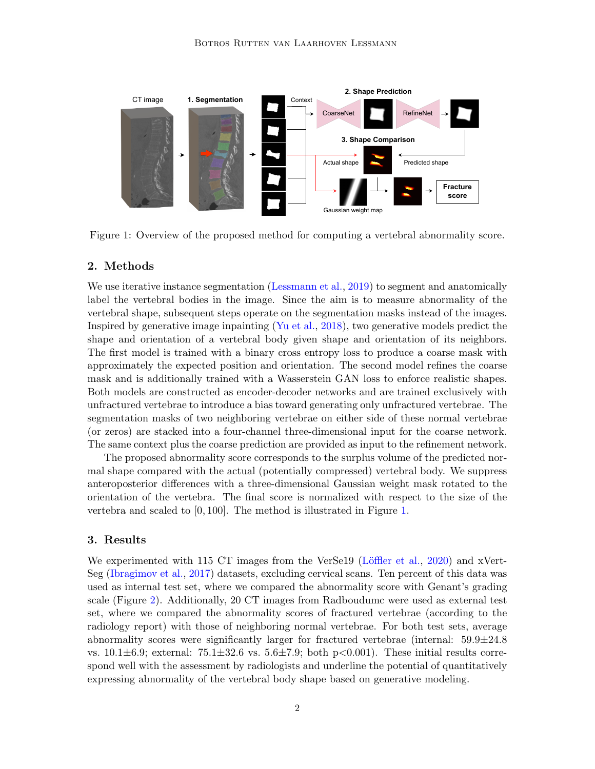Figure 1: Overview of the proposed method for computing a vertebral abnormality score.

## 2. Methods

We use iterative instance segmentation (Lessmann et al., 2019) to segment and anatomically label the vertebral bodies in the image. Since the aim is to measure abnormality of the vertebral shape, subsequent steps operate on the segmentation masks instead of the images. Inspired by generative image inpainting (Yu et al., 2018), two generative models predict the shape and orientation of a vertebral body given shape and orientation of its neighbors. The first model is trained with a binary cross entropy loss to produce a coarse mask with approximately the expected position and orientation. The second model refines the coarse mask and is additionally trained with a Wasserstein GAN loss to enforce realistic shapes. Both models are constructed as encoder-decoder networks and are trained exclusively with unfractured vertebrae to introduce a bias toward generating only unfractured vertebrae. The segmentation masks of two neighboring vertebrae on either side of these normal vertebrae (or zeros) are stacked into a four-channel three-dimensional input for the coarse network. The same context plus the coarse prediction are provided as input to the refinement network.

The proposed abnormality score corresponds to the surplus volume of the predicted normal shape compared with the actual (potentially compressed) vertebral body. We suppress anteroposterior differences with a three-dimensional Gaussian weight mask rotated to the orientation of the vertebra. The final score is normalized with respect to the size of the vertebra and scaled to $[0, 100]$. The method is illustrated in Figure 1.

## 3. Results

We experimented with 115 CT images from the VerSe19 (Löffler et al., 2020) and xVertSeg (Ibragimov et al., 2017) datasets, excluding cervical scans. Ten percent of this data was used as internal test set, where we compared the abnormality score with Genant's grading scale (Figure 2). Additionally, 20 CT images from Radboudumc were used as external test set, where we compared the abnormality scores of fractured vertebrae (according to the radiology report) with those of neighboring normal vertebrae. For both test sets, average abnormality scores were significantly larger for fractured vertebrae (internal: $59.9 \pm 24.8$ vs. $10.1 \pm 6.9$; external: $75.1 \pm 32.6$ vs. $5.6 \pm 7.9$; both $p<0.001$). These initial results correspond well with the assessment by radiologists and underline the potential of quantitatively expressing abnormality of the vertebral body shape based on generative modeling.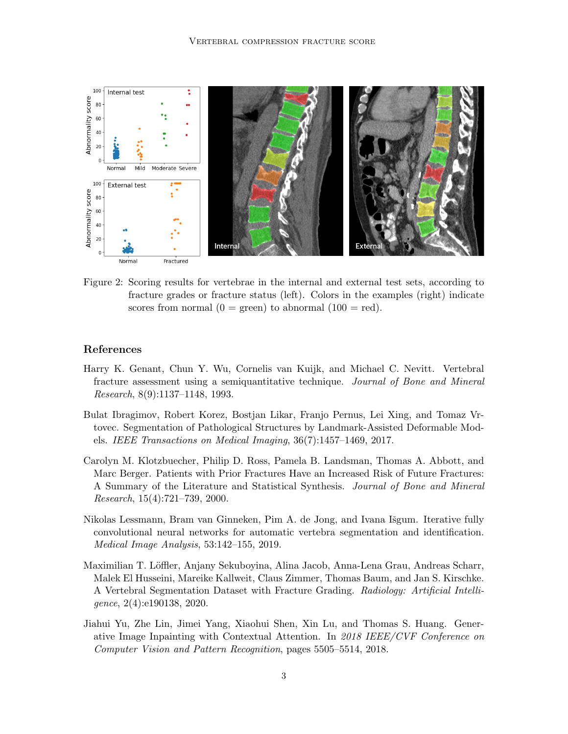Internal test

Abnormality score

100
80
60
40
20
0

Normal Mild Moderate Severe

External test

Abnormality score

100
80
60
40
20
0

Normal Fractured

Internal

External

Figure 2: Scoring results for vertebrae in the internal and external test sets, according to fracture grades or fracture status (left). Colors in the examples (right) indicate scores from normal (0 = green) to abnormal (100 = red).

## References

Harry K. Genant, Chun Y. Wu, Cornelis van Kuijk, and Michael C. Nevitt. Vertebral fracture assessment using a semiquantitative technique. *Journal of Bone and Mineral Research*, 8(9):1137–1148, 1993.

Bulat Ibragimov, Robert Korez, Bostjan Likar, Franjo Pernus, Lei Xing, and Tomaz Vrtovec. Segmentation of Pathological Structures by Landmark-Assisted Deformable Models. *IEEE Transactions on Medical Imaging*, 36(7):1457–1469, 2017.

Carolyn M. Klotzbuecher, Philip D. Ross, Pamela B. Landsman, Thomas A. Abbott, and Marc Berger. Patients with Prior Fractures Have an Increased Risk of Future Fractures: A Summary of the Literature and Statistical Synthesis. *Journal of Bone and Mineral Research*, 15(4):721–739, 2000.

Nikolas Lessmann, Bram van Ginneken, Pim A. de Jong, and Ivana Išgum. Iterative fully convolutional neural networks for automatic vertebra segmentation and identification. *Medical Image Analysis*, 53:142–155, 2019.

Maximilian T. Löffler, Anjany Sekuboyina, Alina Jacob, Anna-Lena Grau, Andreas Scharr, Malek El Husseini, Mareike Kallweit, Claus Zimmer, Thomas Baum, and Jan S. Kirschke. A Vertebral Segmentation Dataset with Fracture Grading. *Radiology: Artificial Intelligence*, 2(4):e190138, 2020.

Jiahui Yu, Zhe Lin, Jimei Yang, Xiaohui Shen, Xin Lu, and Thomas S. Huang. Generative Image Inpainting with Contextual Attention. In *2018 IEEE/CVF Conference on Computer Vision and Pattern Recognition*, pages 5505–5514, 2018.